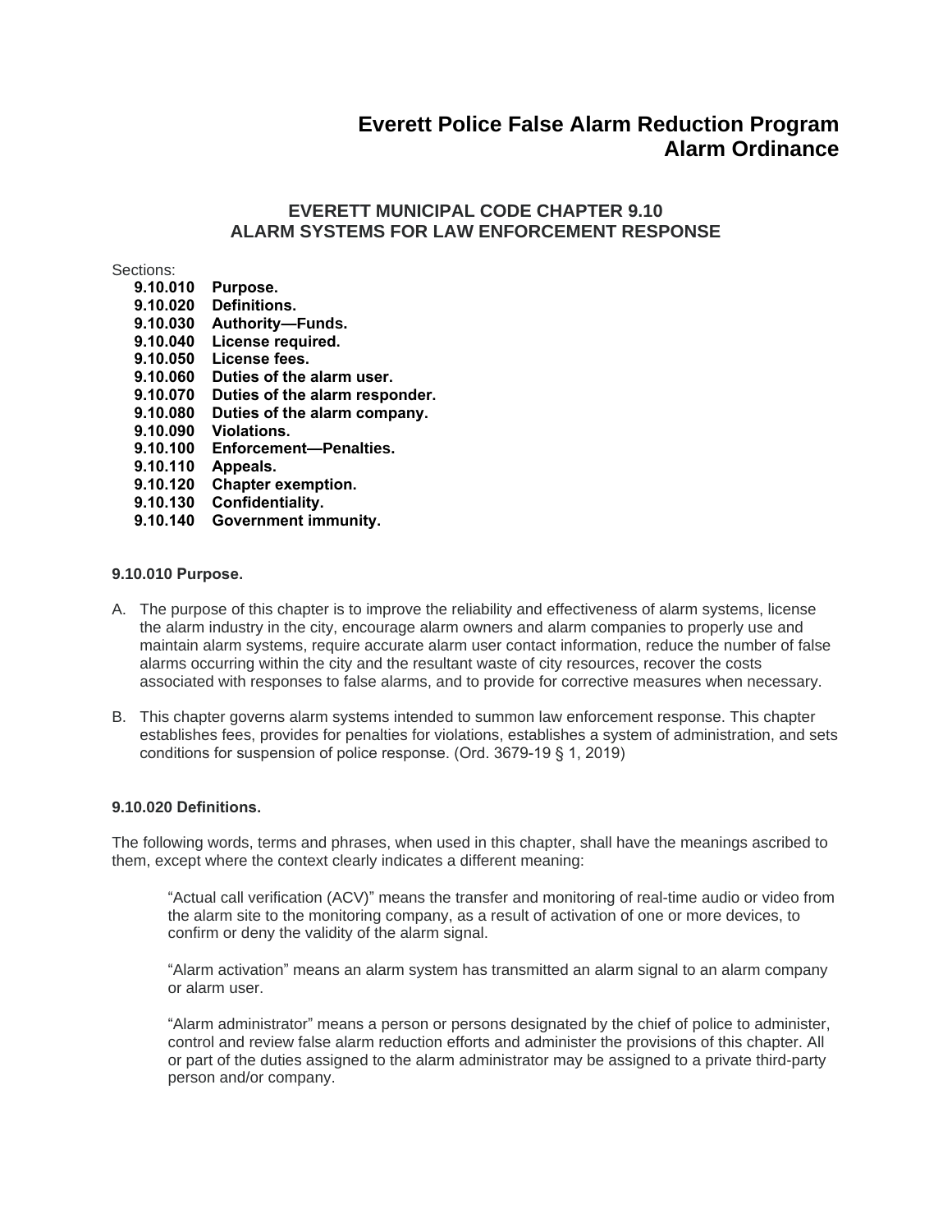# Everett Police False Alarm Reduction Program
# Alarm Ordinance

## EVERETT MUNICIPAL CODE CHAPTER 9.10
## ALARM SYSTEMS FOR LAW ENFORCEMENT RESPONSE

Sections:

- **9.10.010 Purpose.**
- **9.10.020 Definitions.**
- **9.10.030 Authority—Funds.**
- **9.10.040 License required.**
- **9.10.050 License fees.**
- **9.10.060 Duties of the alarm user.**
- **9.10.070 Duties of the alarm responder.**
- **9.10.080 Duties of the alarm company.**
- **9.10.090 Violations.**
- **9.10.100 Enforcement—Penalties.**
- **9.10.110 Appeals.**
- **9.10.120 Chapter exemption.**
- **9.10.130 Confidentiality.**
- **9.10.140 Government immunity.**

### 9.10.010 Purpose.

A. The purpose of this chapter is to improve the reliability and effectiveness of alarm systems, license the alarm industry in the city, encourage alarm owners and alarm companies to properly use and maintain alarm systems, require accurate alarm user contact information, reduce the number of false alarms occurring within the city and the resultant waste of city resources, recover the costs associated with responses to false alarms, and to provide for corrective measures when necessary.

B. This chapter governs alarm systems intended to summon law enforcement response. This chapter establishes fees, provides for penalties for violations, establishes a system of administration, and sets conditions for suspension of police response. (Ord. 3679-19 § 1, 2019)

### 9.10.020 Definitions.

The following words, terms and phrases, when used in this chapter, shall have the meanings ascribed to them, except where the context clearly indicates a different meaning:

"Actual call verification (ACV)" means the transfer and monitoring of real-time audio or video from the alarm site to the monitoring company, as a result of activation of one or more devices, to confirm or deny the validity of the alarm signal.

"Alarm activation" means an alarm system has transmitted an alarm signal to an alarm company or alarm user.

"Alarm administrator" means a person or persons designated by the chief of police to administer, control and review false alarm reduction efforts and administer the provisions of this chapter. All or part of the duties assigned to the alarm administrator may be assigned to a private third-party person and/or company.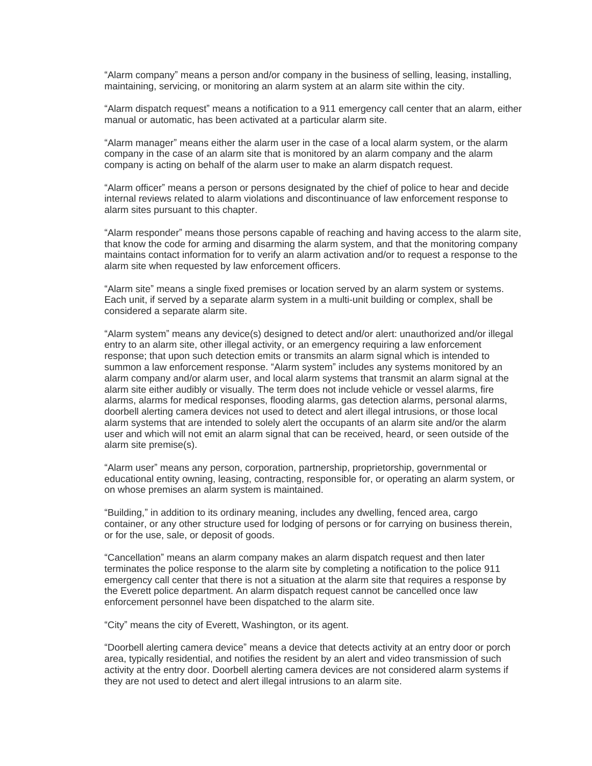“Alarm company” means a person and/or company in the business of selling, leasing, installing, maintaining, servicing, or monitoring an alarm system at an alarm site within the city.

“Alarm dispatch request” means a notification to a 911 emergency call center that an alarm, either manual or automatic, has been activated at a particular alarm site.

“Alarm manager” means either the alarm user in the case of a local alarm system, or the alarm company in the case of an alarm site that is monitored by an alarm company and the alarm company is acting on behalf of the alarm user to make an alarm dispatch request.

“Alarm officer” means a person or persons designated by the chief of police to hear and decide internal reviews related to alarm violations and discontinuance of law enforcement response to alarm sites pursuant to this chapter.

“Alarm responder” means those persons capable of reaching and having access to the alarm site, that know the code for arming and disarming the alarm system, and that the monitoring company maintains contact information for to verify an alarm activation and/or to request a response to the alarm site when requested by law enforcement officers.

“Alarm site” means a single fixed premises or location served by an alarm system or systems. Each unit, if served by a separate alarm system in a multi-unit building or complex, shall be considered a separate alarm site.

“Alarm system” means any device(s) designed to detect and/or alert: unauthorized and/or illegal entry to an alarm site, other illegal activity, or an emergency requiring a law enforcement response; that upon such detection emits or transmits an alarm signal which is intended to summon a law enforcement response. “Alarm system” includes any systems monitored by an alarm company and/or alarm user, and local alarm systems that transmit an alarm signal at the alarm site either audibly or visually. The term does not include vehicle or vessel alarms, fire alarms, alarms for medical responses, flooding alarms, gas detection alarms, personal alarms, doorbell alerting camera devices not used to detect and alert illegal intrusions, or those local alarm systems that are intended to solely alert the occupants of an alarm site and/or the alarm user and which will not emit an alarm signal that can be received, heard, or seen outside of the alarm site premise(s).

“Alarm user” means any person, corporation, partnership, proprietorship, governmental or educational entity owning, leasing, contracting, responsible for, or operating an alarm system, or on whose premises an alarm system is maintained.

“Building,” in addition to its ordinary meaning, includes any dwelling, fenced area, cargo container, or any other structure used for lodging of persons or for carrying on business therein, or for the use, sale, or deposit of goods.

“Cancellation” means an alarm company makes an alarm dispatch request and then later terminates the police response to the alarm site by completing a notification to the police 911 emergency call center that there is not a situation at the alarm site that requires a response by the Everett police department. An alarm dispatch request cannot be cancelled once law enforcement personnel have been dispatched to the alarm site.

“City” means the city of Everett, Washington, or its agent.

“Doorbell alerting camera device” means a device that detects activity at an entry door or porch area, typically residential, and notifies the resident by an alert and video transmission of such activity at the entry door. Doorbell alerting camera devices are not considered alarm systems if they are not used to detect and alert illegal intrusions to an alarm site.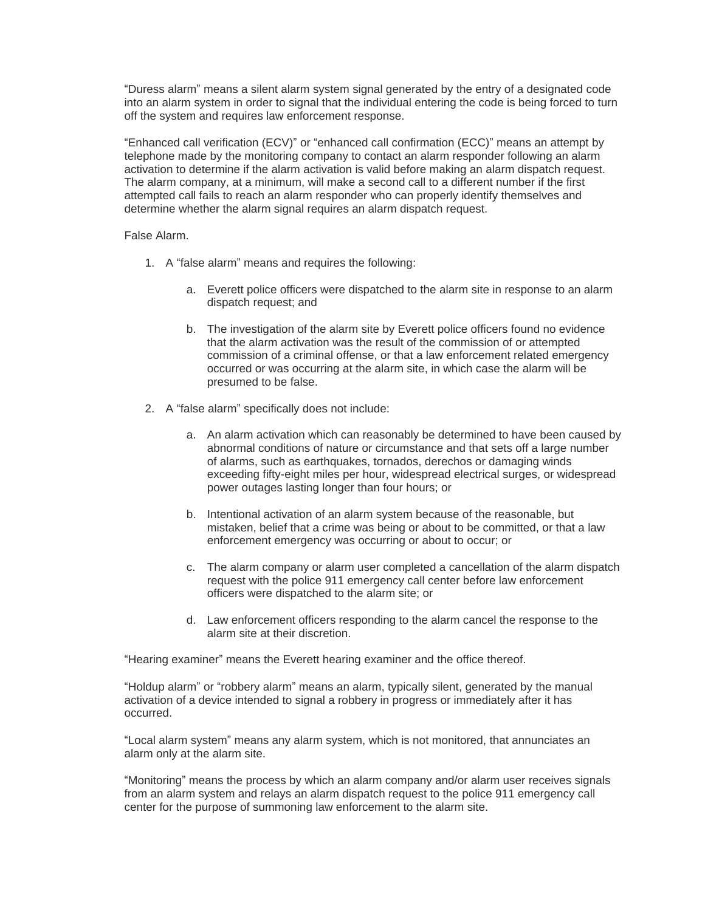"Duress alarm" means a silent alarm system signal generated by the entry of a designated code into an alarm system in order to signal that the individual entering the code is being forced to turn off the system and requires law enforcement response.

"Enhanced call verification (ECV)" or "enhanced call confirmation (ECC)" means an attempt by telephone made by the monitoring company to contact an alarm responder following an alarm activation to determine if the alarm activation is valid before making an alarm dispatch request. The alarm company, at a minimum, will make a second call to a different number if the first attempted call fails to reach an alarm responder who can properly identify themselves and determine whether the alarm signal requires an alarm dispatch request.

False Alarm.

1. A "false alarm" means and requires the following:

    a. Everett police officers were dispatched to the alarm site in response to an alarm dispatch request; and

    b. The investigation of the alarm site by Everett police officers found no evidence that the alarm activation was the result of the commission of or attempted commission of a criminal offense, or that a law enforcement related emergency occurred or was occurring at the alarm site, in which case the alarm will be presumed to be false.

2. A "false alarm" specifically does not include:

    a. An alarm activation which can reasonably be determined to have been caused by abnormal conditions of nature or circumstance and that sets off a large number of alarms, such as earthquakes, tornados, derechos or damaging winds exceeding fifty-eight miles per hour, widespread electrical surges, or widespread power outages lasting longer than four hours; or

    b. Intentional activation of an alarm system because of the reasonable, but mistaken, belief that a crime was being or about to be committed, or that a law enforcement emergency was occurring or about to occur; or

    c. The alarm company or alarm user completed a cancellation of the alarm dispatch request with the police 911 emergency call center before law enforcement officers were dispatched to the alarm site; or

    d. Law enforcement officers responding to the alarm cancel the response to the alarm site at their discretion.

"Hearing examiner" means the Everett hearing examiner and the office thereof.

"Holdup alarm" or "robbery alarm" means an alarm, typically silent, generated by the manual activation of a device intended to signal a robbery in progress or immediately after it has occurred.

"Local alarm system" means any alarm system, which is not monitored, that annunciates an alarm only at the alarm site.

"Monitoring" means the process by which an alarm company and/or alarm user receives signals from an alarm system and relays an alarm dispatch request to the police 911 emergency call center for the purpose of summoning law enforcement to the alarm site.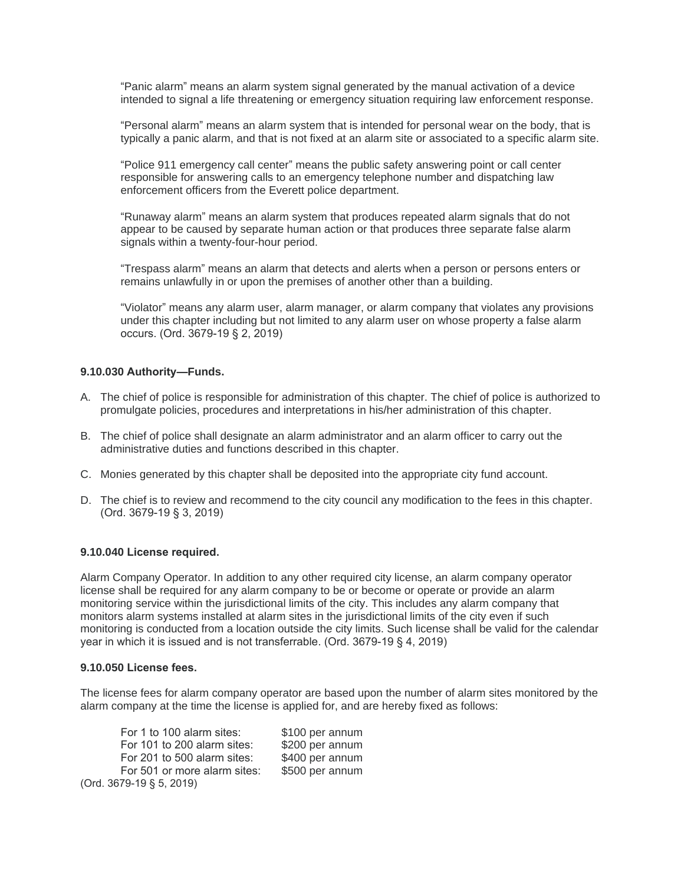"Panic alarm" means an alarm system signal generated by the manual activation of a device intended to signal a life threatening or emergency situation requiring law enforcement response.

"Personal alarm" means an alarm system that is intended for personal wear on the body, that is typically a panic alarm, and that is not fixed at an alarm site or associated to a specific alarm site.

"Police 911 emergency call center" means the public safety answering point or call center responsible for answering calls to an emergency telephone number and dispatching law enforcement officers from the Everett police department.

"Runaway alarm" means an alarm system that produces repeated alarm signals that do not appear to be caused by separate human action or that produces three separate false alarm signals within a twenty-four-hour period.

"Trespass alarm" means an alarm that detects and alerts when a person or persons enters or remains unlawfully in or upon the premises of another other than a building.

"Violator" means any alarm user, alarm manager, or alarm company that violates any provisions under this chapter including but not limited to any alarm user on whose property a false alarm occurs. (Ord. 3679-19 § 2, 2019)

### 9.10.030 Authority—Funds.

A. The chief of police is responsible for administration of this chapter. The chief of police is authorized to promulgate policies, procedures and interpretations in his/her administration of this chapter.

B. The chief of police shall designate an alarm administrator and an alarm officer to carry out the administrative duties and functions described in this chapter.

C. Monies generated by this chapter shall be deposited into the appropriate city fund account.

D. The chief is to review and recommend to the city council any modification to the fees in this chapter. (Ord. 3679-19 § 3, 2019)

### 9.10.040 License required.

Alarm Company Operator. In addition to any other required city license, an alarm company operator license shall be required for any alarm company to be or become or operate or provide an alarm monitoring service within the jurisdictional limits of the city. This includes any alarm company that monitors alarm systems installed at alarm sites in the jurisdictional limits of the city even if such monitoring is conducted from a location outside the city limits. Such license shall be valid for the calendar year in which it is issued and is not transferrable. (Ord. 3679-19 § 4, 2019)

### 9.10.050 License fees.

The license fees for alarm company operator are based upon the number of alarm sites monitored by the alarm company at the time the license is applied for, and are hereby fixed as follows:

| | |
|---|---|
| For 1 to 100 alarm sites: | $100 per annum |
| For 101 to 200 alarm sites: | $200 per annum |
| For 201 to 500 alarm sites: | $400 per annum |
| For 501 or more alarm sites: | $500 per annum |

(Ord. 3679-19 § 5, 2019)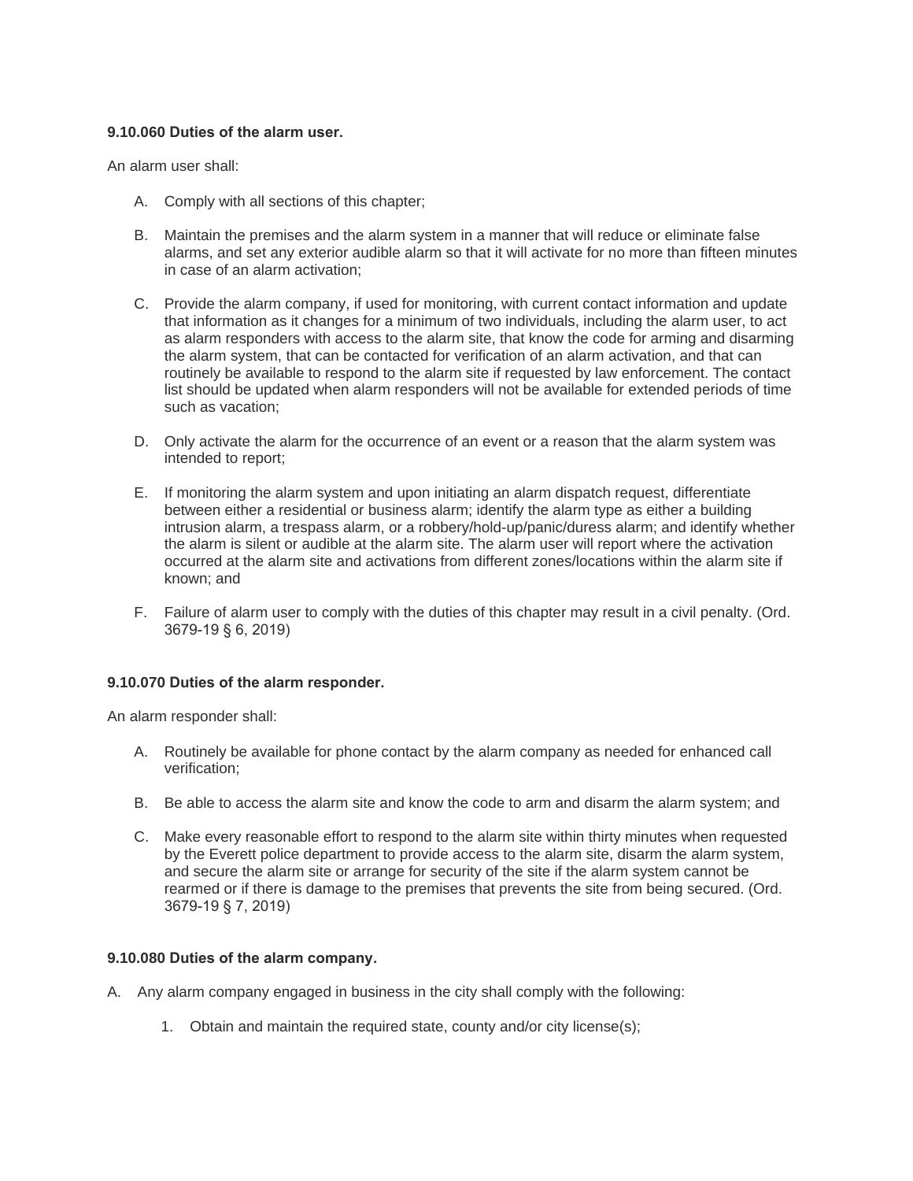**9.10.060 Duties of the alarm user.**

An alarm user shall:

A. Comply with all sections of this chapter;

B. Maintain the premises and the alarm system in a manner that will reduce or eliminate false alarms, and set any exterior audible alarm so that it will activate for no more than fifteen minutes in case of an alarm activation;

C. Provide the alarm company, if used for monitoring, with current contact information and update that information as it changes for a minimum of two individuals, including the alarm user, to act as alarm responders with access to the alarm site, that know the code for arming and disarming the alarm system, that can be contacted for verification of an alarm activation, and that can routinely be available to respond to the alarm site if requested by law enforcement. The contact list should be updated when alarm responders will not be available for extended periods of time such as vacation;

D. Only activate the alarm for the occurrence of an event or a reason that the alarm system was intended to report;

E. If monitoring the alarm system and upon initiating an alarm dispatch request, differentiate between either a residential or business alarm; identify the alarm type as either a building intrusion alarm, a trespass alarm, or a robbery/hold-up/panic/duress alarm; and identify whether the alarm is silent or audible at the alarm site. The alarm user will report where the activation occurred at the alarm site and activations from different zones/locations within the alarm site if known; and

F. Failure of alarm user to comply with the duties of this chapter may result in a civil penalty. (Ord. 3679-19 § 6, 2019)

**9.10.070 Duties of the alarm responder.**

An alarm responder shall:

A. Routinely be available for phone contact by the alarm company as needed for enhanced call verification;

B. Be able to access the alarm site and know the code to arm and disarm the alarm system; and

C. Make every reasonable effort to respond to the alarm site within thirty minutes when requested by the Everett police department to provide access to the alarm site, disarm the alarm system, and secure the alarm site or arrange for security of the site if the alarm system cannot be rearmed or if there is damage to the premises that prevents the site from being secured. (Ord. 3679-19 § 7, 2019)

**9.10.080 Duties of the alarm company.**

A. Any alarm company engaged in business in the city shall comply with the following:

1. Obtain and maintain the required state, county and/or city license(s);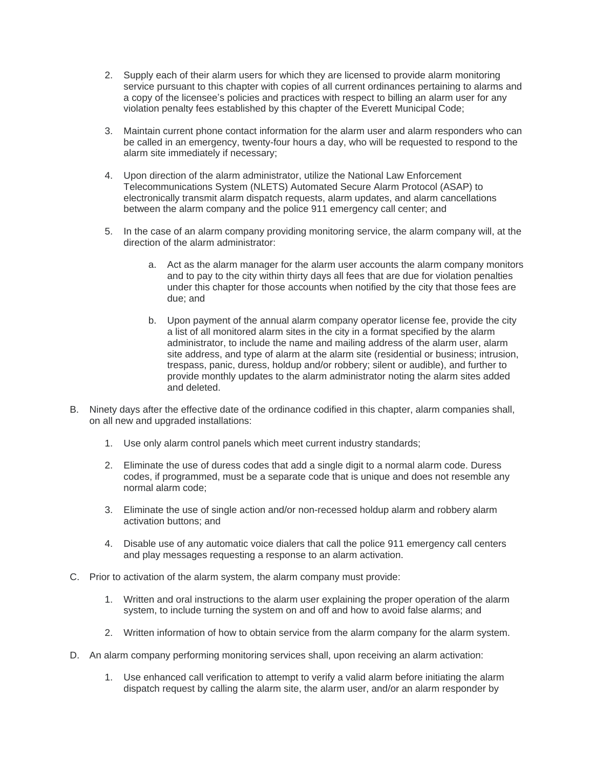2. Supply each of their alarm users for which they are licensed to provide alarm monitoring service pursuant to this chapter with copies of all current ordinances pertaining to alarms and a copy of the licensee's policies and practices with respect to billing an alarm user for any violation penalty fees established by this chapter of the Everett Municipal Code;

3. Maintain current phone contact information for the alarm user and alarm responders who can be called in an emergency, twenty-four hours a day, who will be requested to respond to the alarm site immediately if necessary;

4. Upon direction of the alarm administrator, utilize the National Law Enforcement Telecommunications System (NLETS) Automated Secure Alarm Protocol (ASAP) to electronically transmit alarm dispatch requests, alarm updates, and alarm cancellations between the alarm company and the police 911 emergency call center; and

5. In the case of an alarm company providing monitoring service, the alarm company will, at the direction of the alarm administrator:

   a. Act as the alarm manager for the alarm user accounts the alarm company monitors and to pay to the city within thirty days all fees that are due for violation penalties under this chapter for those accounts when notified by the city that those fees are due; and

   b. Upon payment of the annual alarm company operator license fee, provide the city a list of all monitored alarm sites in the city in a format specified by the alarm administrator, to include the name and mailing address of the alarm user, alarm site address, and type of alarm at the alarm site (residential or business; intrusion, trespass, panic, duress, holdup and/or robbery; silent or audible), and further to provide monthly updates to the alarm administrator noting the alarm sites added and deleted.

B. Ninety days after the effective date of the ordinance codified in this chapter, alarm companies shall, on all new and upgraded installations:

   1. Use only alarm control panels which meet current industry standards;

   2. Eliminate the use of duress codes that add a single digit to a normal alarm code. Duress codes, if programmed, must be a separate code that is unique and does not resemble any normal alarm code;

   3. Eliminate the use of single action and/or non-recessed holdup alarm and robbery alarm activation buttons; and

   4. Disable use of any automatic voice dialers that call the police 911 emergency call centers and play messages requesting a response to an alarm activation.

C. Prior to activation of the alarm system, the alarm company must provide:

   1. Written and oral instructions to the alarm user explaining the proper operation of the alarm system, to include turning the system on and off and how to avoid false alarms; and

   2. Written information of how to obtain service from the alarm company for the alarm system.

D. An alarm company performing monitoring services shall, upon receiving an alarm activation:

   1. Use enhanced call verification to attempt to verify a valid alarm before initiating the alarm dispatch request by calling the alarm site, the alarm user, and/or an alarm responder by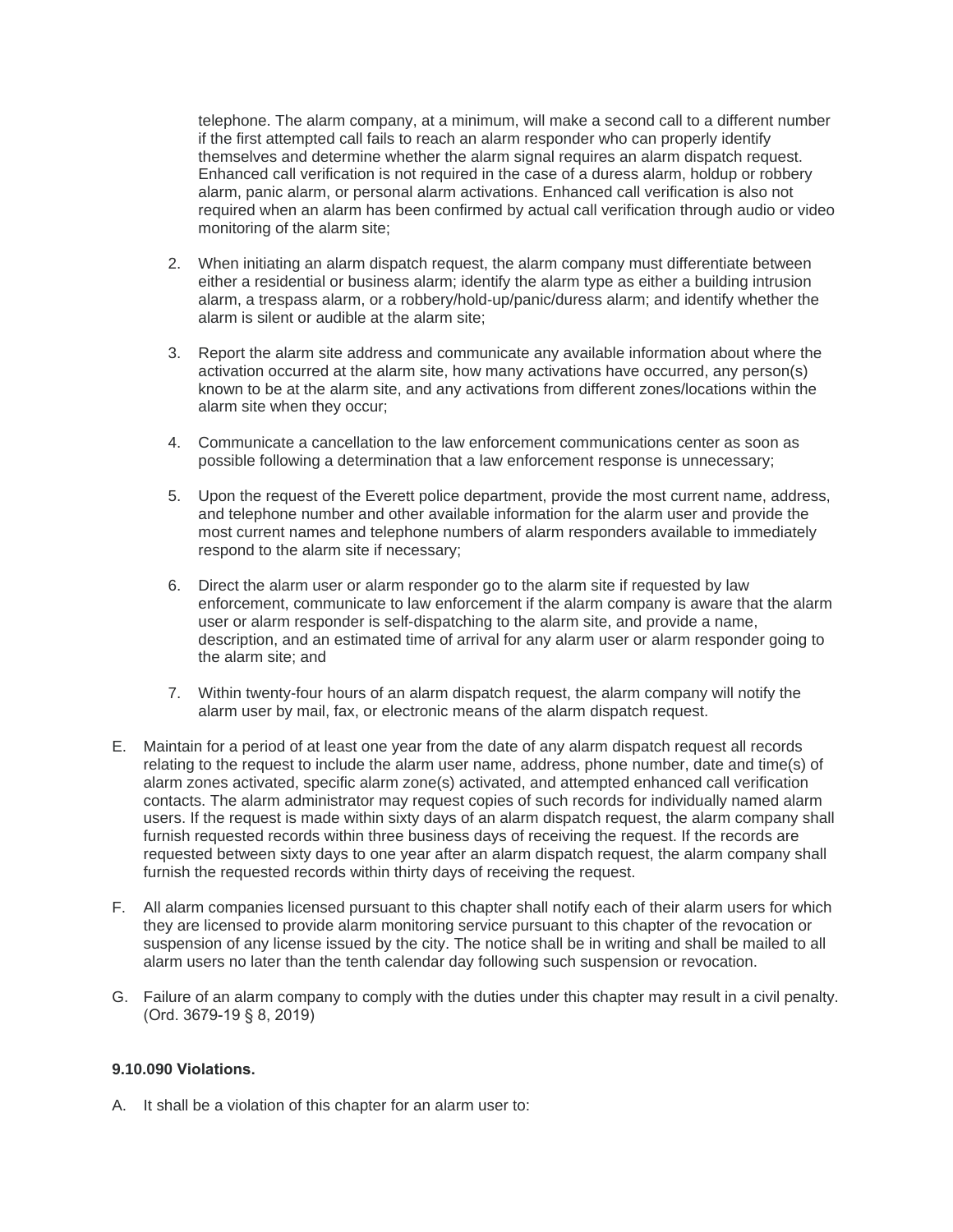telephone. The alarm company, at a minimum, will make a second call to a different number if the first attempted call fails to reach an alarm responder who can properly identify themselves and determine whether the alarm signal requires an alarm dispatch request. Enhanced call verification is not required in the case of a duress alarm, holdup or robbery alarm, panic alarm, or personal alarm activations. Enhanced call verification is also not required when an alarm has been confirmed by actual call verification through audio or video monitoring of the alarm site;

2. When initiating an alarm dispatch request, the alarm company must differentiate between either a residential or business alarm; identify the alarm type as either a building intrusion alarm, a trespass alarm, or a robbery/hold-up/panic/duress alarm; and identify whether the alarm is silent or audible at the alarm site;

3. Report the alarm site address and communicate any available information about where the activation occurred at the alarm site, how many activations have occurred, any person(s) known to be at the alarm site, and any activations from different zones/locations within the alarm site when they occur;

4. Communicate a cancellation to the law enforcement communications center as soon as possible following a determination that a law enforcement response is unnecessary;

5. Upon the request of the Everett police department, provide the most current name, address, and telephone number and other available information for the alarm user and provide the most current names and telephone numbers of alarm responders available to immediately respond to the alarm site if necessary;

6. Direct the alarm user or alarm responder go to the alarm site if requested by law enforcement, communicate to law enforcement if the alarm company is aware that the alarm user or alarm responder is self-dispatching to the alarm site, and provide a name, description, and an estimated time of arrival for any alarm user or alarm responder going to the alarm site; and

7. Within twenty-four hours of an alarm dispatch request, the alarm company will notify the alarm user by mail, fax, or electronic means of the alarm dispatch request.

E. Maintain for a period of at least one year from the date of any alarm dispatch request all records relating to the request to include the alarm user name, address, phone number, date and time(s) of alarm zones activated, specific alarm zone(s) activated, and attempted enhanced call verification contacts. The alarm administrator may request copies of such records for individually named alarm users. If the request is made within sixty days of an alarm dispatch request, the alarm company shall furnish requested records within three business days of receiving the request. If the records are requested between sixty days to one year after an alarm dispatch request, the alarm company shall furnish the requested records within thirty days of receiving the request.

F. All alarm companies licensed pursuant to this chapter shall notify each of their alarm users for which they are licensed to provide alarm monitoring service pursuant to this chapter of the revocation or suspension of any license issued by the city. The notice shall be in writing and shall be mailed to all alarm users no later than the tenth calendar day following such suspension or revocation.

G. Failure of an alarm company to comply with the duties under this chapter may result in a civil penalty. (Ord. 3679-19 § 8, 2019)

**9.10.090 Violations.**

A. It shall be a violation of this chapter for an alarm user to: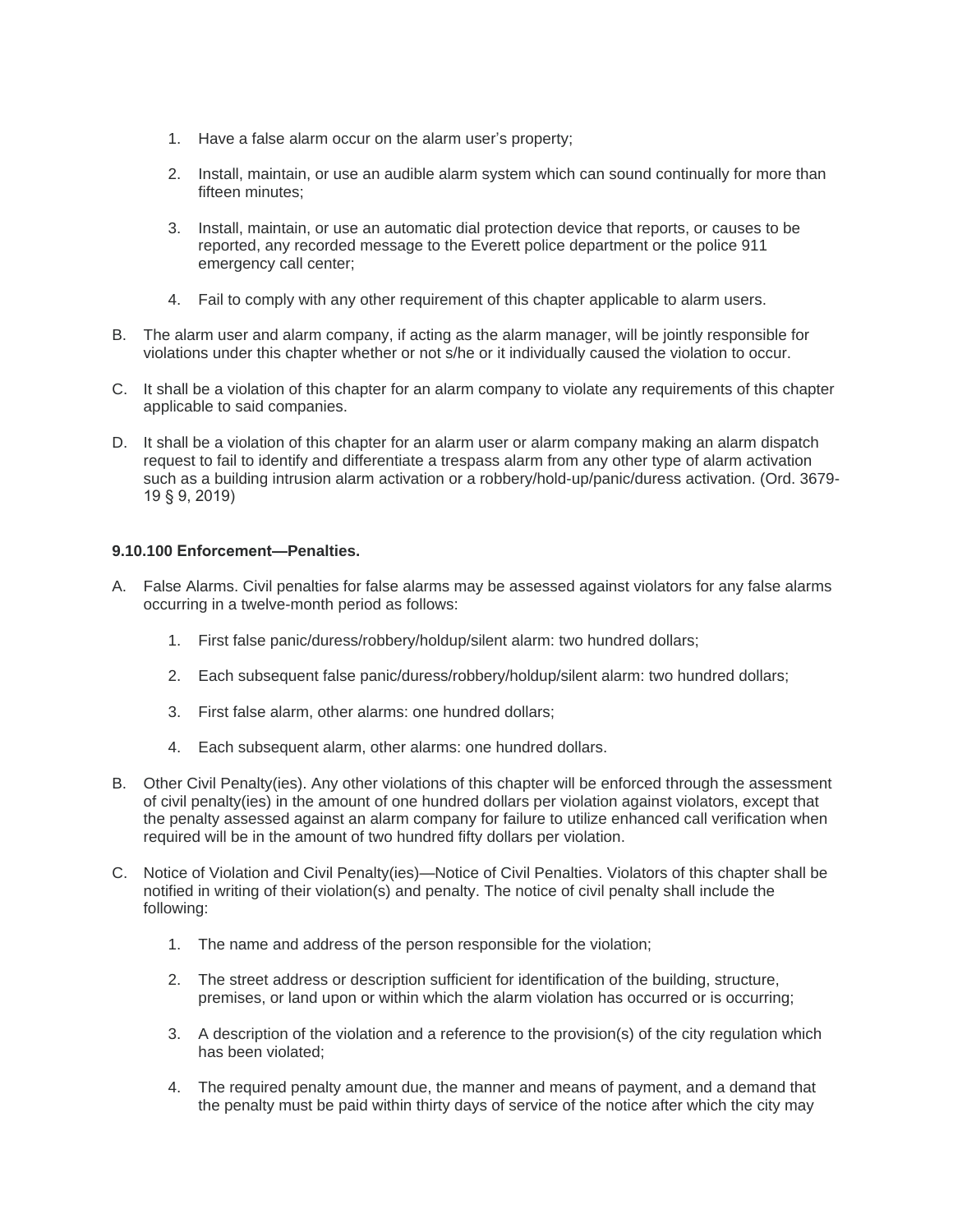1. Have a false alarm occur on the alarm user's property;

2. Install, maintain, or use an audible alarm system which can sound continually for more than fifteen minutes;

3. Install, maintain, or use an automatic dial protection device that reports, or causes to be reported, any recorded message to the Everett police department or the police 911 emergency call center;

4. Fail to comply with any other requirement of this chapter applicable to alarm users.

B. The alarm user and alarm company, if acting as the alarm manager, will be jointly responsible for violations under this chapter whether or not s/he or it individually caused the violation to occur.

C. It shall be a violation of this chapter for an alarm company to violate any requirements of this chapter applicable to said companies.

D. It shall be a violation of this chapter for an alarm user or alarm company making an alarm dispatch request to fail to identify and differentiate a trespass alarm from any other type of alarm activation such as a building intrusion alarm activation or a robbery/hold-up/panic/duress activation. (Ord. 3679-19 § 9, 2019)

**9.10.100 Enforcement—Penalties.**

A. False Alarms. Civil penalties for false alarms may be assessed against violators for any false alarms occurring in a twelve-month period as follows:

1. First false panic/duress/robbery/holdup/silent alarm: two hundred dollars;

2. Each subsequent false panic/duress/robbery/holdup/silent alarm: two hundred dollars;

3. First false alarm, other alarms: one hundred dollars;

4. Each subsequent alarm, other alarms: one hundred dollars.

B. Other Civil Penalty(ies). Any other violations of this chapter will be enforced through the assessment of civil penalty(ies) in the amount of one hundred dollars per violation against violators, except that the penalty assessed against an alarm company for failure to utilize enhanced call verification when required will be in the amount of two hundred fifty dollars per violation.

C. Notice of Violation and Civil Penalty(ies)—Notice of Civil Penalties. Violators of this chapter shall be notified in writing of their violation(s) and penalty. The notice of civil penalty shall include the following:

1. The name and address of the person responsible for the violation;

2. The street address or description sufficient for identification of the building, structure, premises, or land upon or within which the alarm violation has occurred or is occurring;

3. A description of the violation and a reference to the provision(s) of the city regulation which has been violated;

4. The required penalty amount due, the manner and means of payment, and a demand that the penalty must be paid within thirty days of service of the notice after which the city may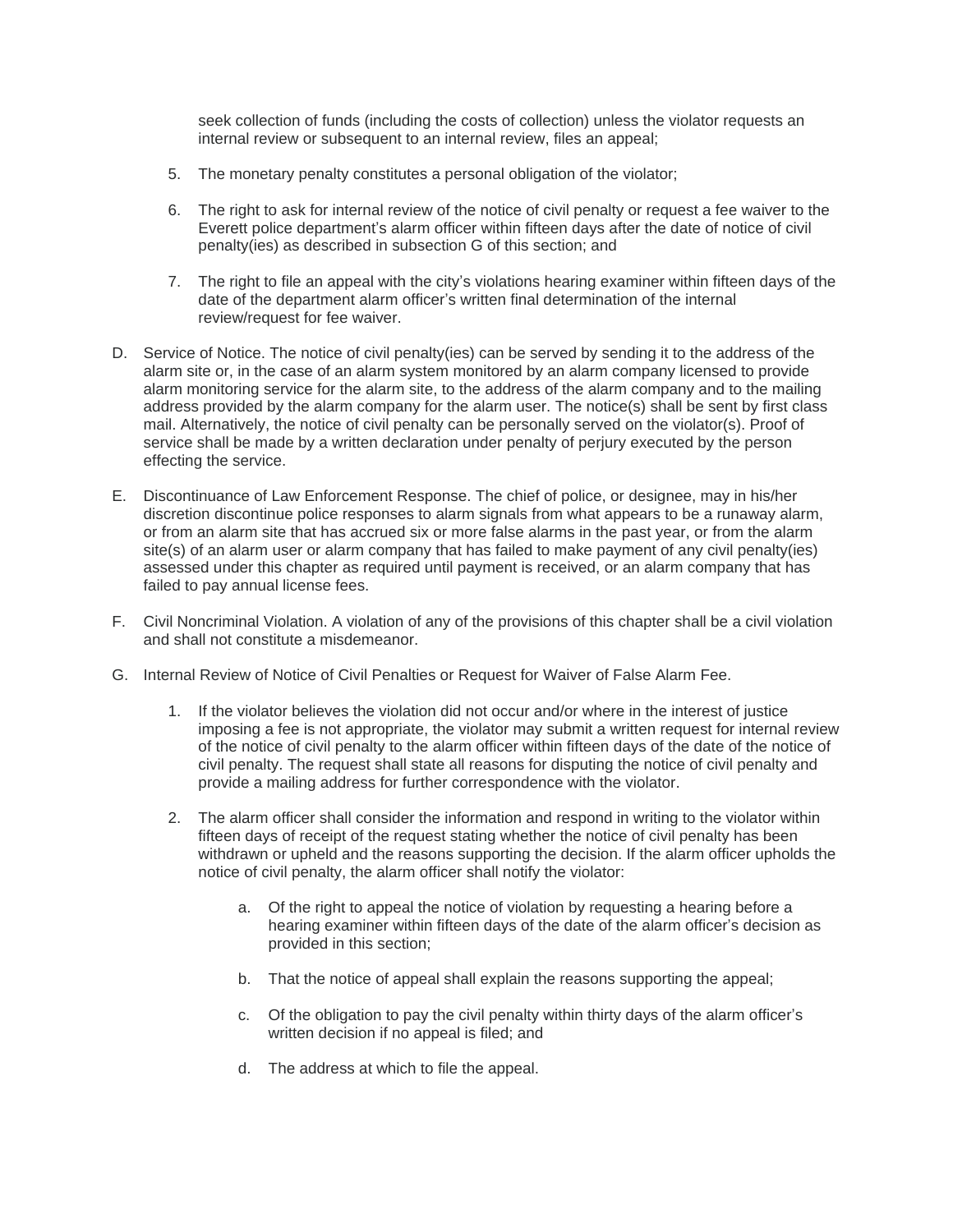seek collection of funds (including the costs of collection) unless the violator requests an internal review or subsequent to an internal review, files an appeal;

5. The monetary penalty constitutes a personal obligation of the violator;

6. The right to ask for internal review of the notice of civil penalty or request a fee waiver to the Everett police department's alarm officer within fifteen days after the date of notice of civil penalty(ies) as described in subsection G of this section; and

7. The right to file an appeal with the city's violations hearing examiner within fifteen days of the date of the department alarm officer's written final determination of the internal review/request for fee waiver.

D. Service of Notice. The notice of civil penalty(ies) can be served by sending it to the address of the alarm site or, in the case of an alarm system monitored by an alarm company licensed to provide alarm monitoring service for the alarm site, to the address of the alarm company and to the mailing address provided by the alarm company for the alarm user. The notice(s) shall be sent by first class mail. Alternatively, the notice of civil penalty can be personally served on the violator(s). Proof of service shall be made by a written declaration under penalty of perjury executed by the person effecting the service.

E. Discontinuance of Law Enforcement Response. The chief of police, or designee, may in his/her discretion discontinue police responses to alarm signals from what appears to be a runaway alarm, or from an alarm site that has accrued six or more false alarms in the past year, or from the alarm site(s) of an alarm user or alarm company that has failed to make payment of any civil penalty(ies) assessed under this chapter as required until payment is received, or an alarm company that has failed to pay annual license fees.

F. Civil Noncriminal Violation. A violation of any of the provisions of this chapter shall be a civil violation and shall not constitute a misdemeanor.

G. Internal Review of Notice of Civil Penalties or Request for Waiver of False Alarm Fee.

1. If the violator believes the violation did not occur and/or where in the interest of justice imposing a fee is not appropriate, the violator may submit a written request for internal review of the notice of civil penalty to the alarm officer within fifteen days of the date of the notice of civil penalty. The request shall state all reasons for disputing the notice of civil penalty and provide a mailing address for further correspondence with the violator.

2. The alarm officer shall consider the information and respond in writing to the violator within fifteen days of receipt of the request stating whether the notice of civil penalty has been withdrawn or upheld and the reasons supporting the decision. If the alarm officer upholds the notice of civil penalty, the alarm officer shall notify the violator:

    a. Of the right to appeal the notice of violation by requesting a hearing before a hearing examiner within fifteen days of the date of the alarm officer's decision as provided in this section;

    b. That the notice of appeal shall explain the reasons supporting the appeal;

    c. Of the obligation to pay the civil penalty within thirty days of the alarm officer's written decision if no appeal is filed; and

    d. The address at which to file the appeal.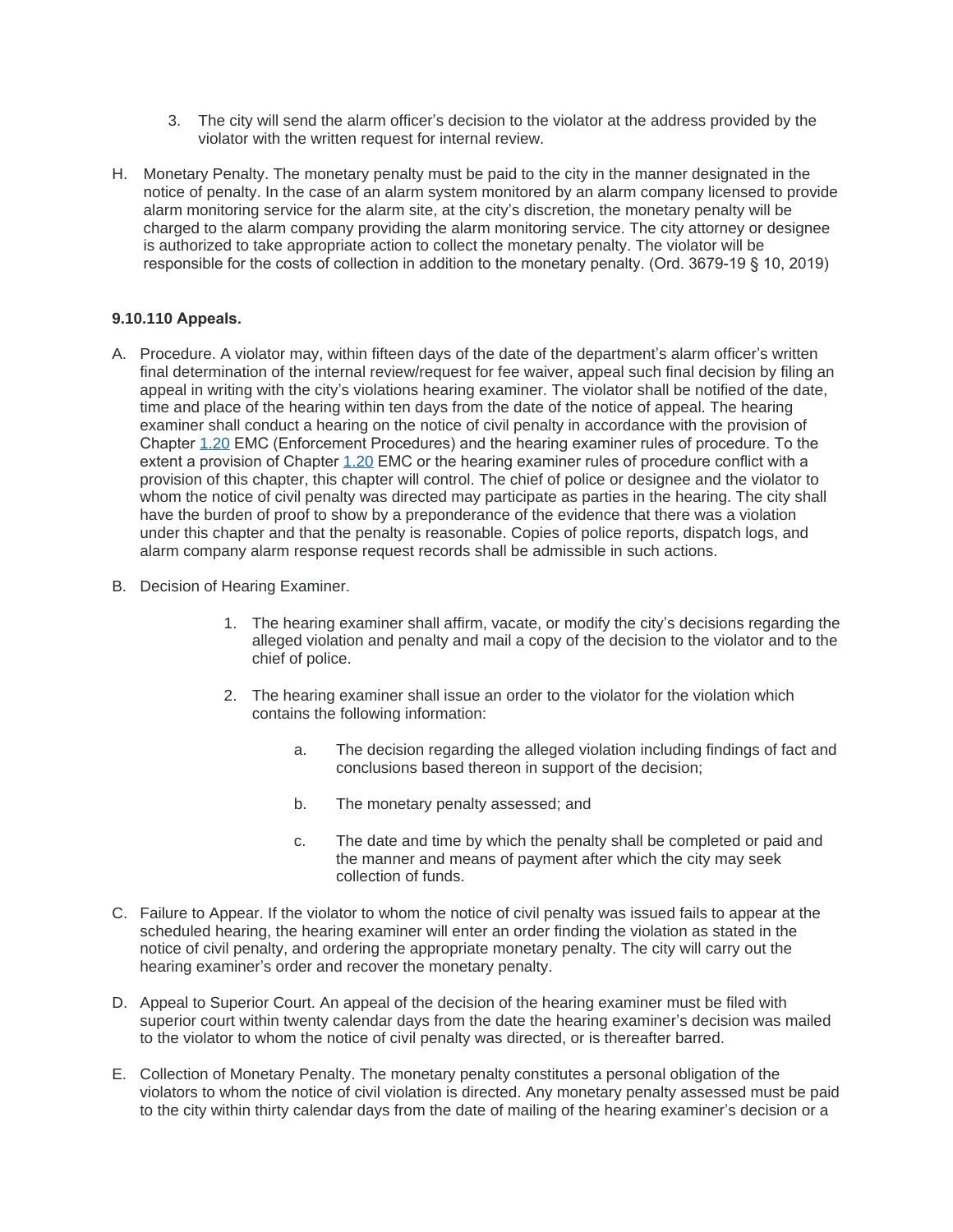3. The city will send the alarm officer's decision to the violator at the address provided by the violator with the written request for internal review.

H. Monetary Penalty. The monetary penalty must be paid to the city in the manner designated in the notice of penalty. In the case of an alarm system monitored by an alarm company licensed to provide alarm monitoring service for the alarm site, at the city's discretion, the monetary penalty will be charged to the alarm company providing the alarm monitoring service. The city attorney or designee is authorized to take appropriate action to collect the monetary penalty. The violator will be responsible for the costs of collection in addition to the monetary penalty. (Ord. 3679-19 § 10, 2019)

**9.10.110 Appeals.**

A. Procedure. A violator may, within fifteen days of the date of the department's alarm officer's written final determination of the internal review/request for fee waiver, appeal such final decision by filing an appeal in writing with the city's violations hearing examiner. The violator shall be notified of the date, time and place of the hearing within ten days from the date of the notice of appeal. The hearing examiner shall conduct a hearing on the notice of civil penalty in accordance with the provision of Chapter 1.20 EMC (Enforcement Procedures) and the hearing examiner rules of procedure. To the extent a provision of Chapter 1.20 EMC or the hearing examiner rules of procedure conflict with a provision of this chapter, this chapter will control. The chief of police or designee and the violator to whom the notice of civil penalty was directed may participate as parties in the hearing. The city shall have the burden of proof to show by a preponderance of the evidence that there was a violation under this chapter and that the penalty is reasonable. Copies of police reports, dispatch logs, and alarm company alarm response request records shall be admissible in such actions.

B. Decision of Hearing Examiner.

   1. The hearing examiner shall affirm, vacate, or modify the city's decisions regarding the alleged violation and penalty and mail a copy of the decision to the violator and to the chief of police.

   2. The hearing examiner shall issue an order to the violator for the violation which contains the following information:

      a. The decision regarding the alleged violation including findings of fact and conclusions based thereon in support of the decision;

      b. The monetary penalty assessed; and

      c. The date and time by which the penalty shall be completed or paid and the manner and means of payment after which the city may seek collection of funds.

C. Failure to Appear. If the violator to whom the notice of civil penalty was issued fails to appear at the scheduled hearing, the hearing examiner will enter an order finding the violation as stated in the notice of civil penalty, and ordering the appropriate monetary penalty. The city will carry out the hearing examiner's order and recover the monetary penalty.

D. Appeal to Superior Court. An appeal of the decision of the hearing examiner must be filed with superior court within twenty calendar days from the date the hearing examiner's decision was mailed to the violator to whom the notice of civil penalty was directed, or is thereafter barred.

E. Collection of Monetary Penalty. The monetary penalty constitutes a personal obligation of the violators to whom the notice of civil violation is directed. Any monetary penalty assessed must be paid to the city within thirty calendar days from the date of mailing of the hearing examiner's decision or a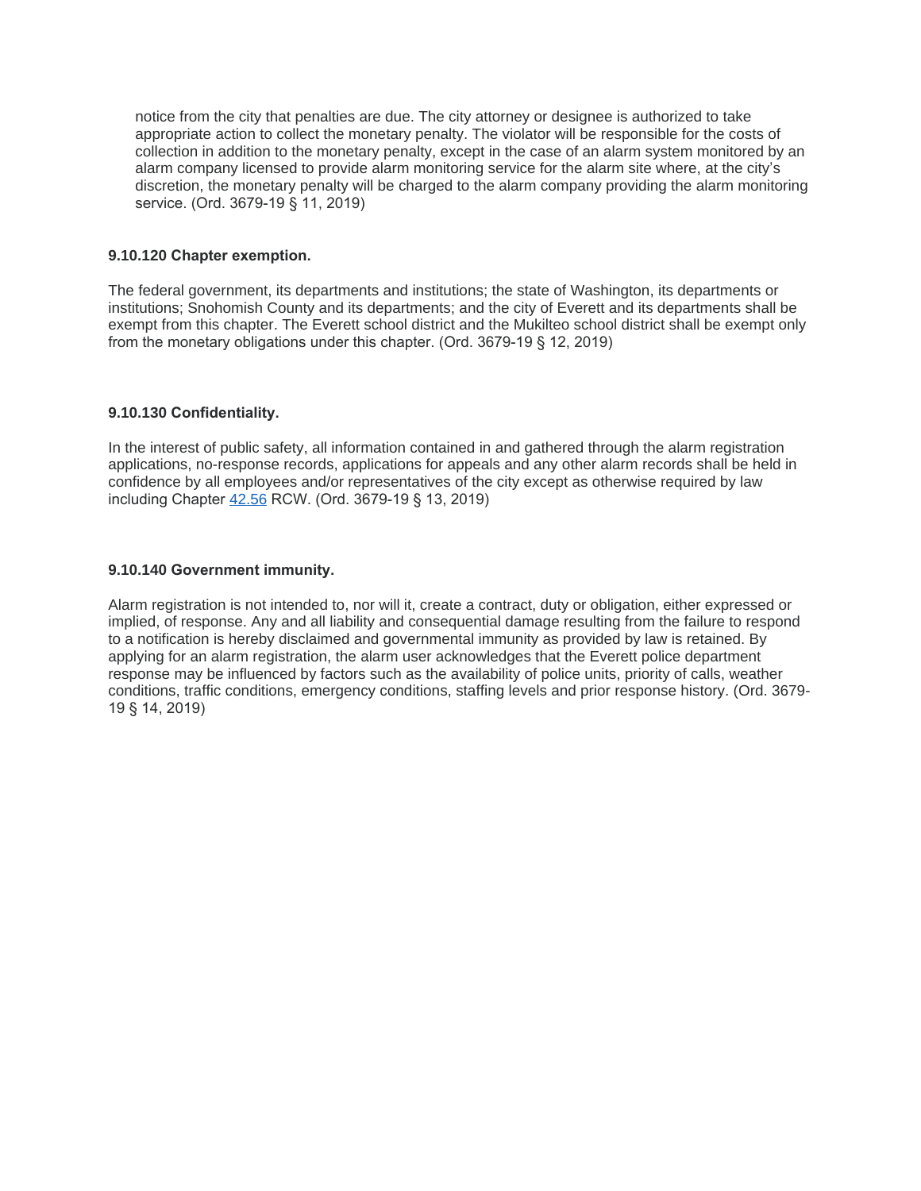notice from the city that penalties are due. The city attorney or designee is authorized to take appropriate action to collect the monetary penalty. The violator will be responsible for the costs of collection in addition to the monetary penalty, except in the case of an alarm system monitored by an alarm company licensed to provide alarm monitoring service for the alarm site where, at the city's discretion, the monetary penalty will be charged to the alarm company providing the alarm monitoring service. (Ord. 3679-19 § 11, 2019)

**9.10.120 Chapter exemption.**

The federal government, its departments and institutions; the state of Washington, its departments or institutions; Snohomish County and its departments; and the city of Everett and its departments shall be exempt from this chapter. The Everett school district and the Mukilteo school district shall be exempt only from the monetary obligations under this chapter. (Ord. 3679-19 § 12, 2019)

**9.10.130 Confidentiality.**

In the interest of public safety, all information contained in and gathered through the alarm registration applications, no-response records, applications for appeals and any other alarm records shall be held in confidence by all employees and/or representatives of the city except as otherwise required by law including Chapter 42.56 RCW. (Ord. 3679-19 § 13, 2019)

**9.10.140 Government immunity.**

Alarm registration is not intended to, nor will it, create a contract, duty or obligation, either expressed or implied, of response. Any and all liability and consequential damage resulting from the failure to respond to a notification is hereby disclaimed and governmental immunity as provided by law is retained. By applying for an alarm registration, the alarm user acknowledges that the Everett police department response may be influenced by factors such as the availability of police units, priority of calls, weather conditions, traffic conditions, emergency conditions, staffing levels and prior response history. (Ord. 3679-19 § 14, 2019)